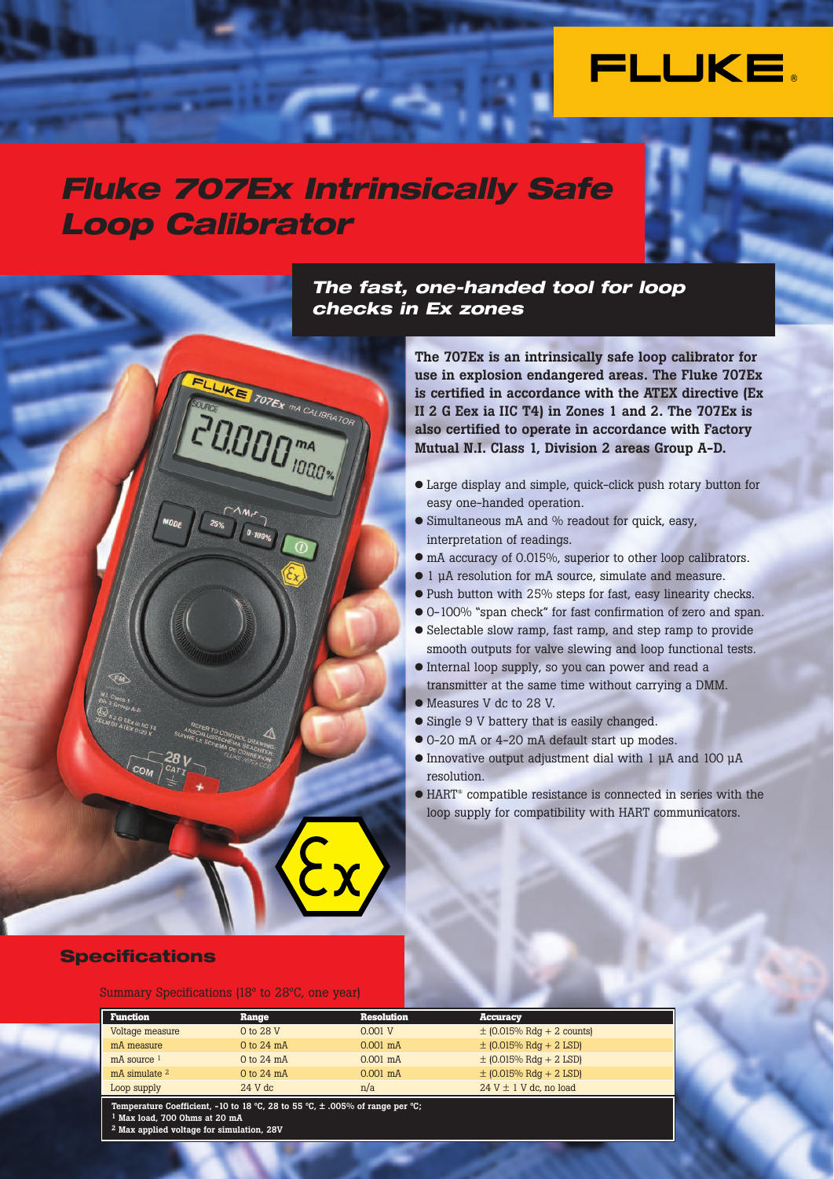# Fluke 707Ex Intrinsically Safe Loop Calibrator

## The fast, one-handed tool for loop checks in Ex zones

**The 707Ex is an intrinsically safe loop calibrator for use in explosion endangered areas. The Fluke 707Ex is certified in accordance with the ATEX directive (Ex II 2 G Eex ia IIC T4) in Zones 1 and 2. The 707Ex is also certified to operate in accordance with Factory Mutual N.I. Class 1, Division 2 areas Group A-D.**

- Large display and simple, quick-click push rotary button for easy one-handed operation.
- Simultaneous mA and % readout for quick, easy, interpretation of readings.
- mA accuracy of 0.015%, superior to other loop calibrators.
- 1 µA resolution for mA source, simulate and measure.
- Push button with 25% steps for fast, easy linearity checks.
- 0-100% "span check" for fast confirmation of zero and span.
- Selectable slow ramp, fast ramp, and step ramp to provide smooth outputs for valve slewing and loop functional tests.
- Internal loop supply, so you can power and read a transmitter at the same time without carrying a DMM.
- Measures V dc to 28 V.
- Single 9 V battery that is easily changed.
- 0-20 mA or 4-20 mA default start up modes.
- Innovative output adjustment dial with 1 µA and 100 µA resolution.
- HART® compatible resistance is connected in series with the loop supply for compatibility with HART communicators.

## Specifications

Summary Specifications (18° to 28°C, one year)

| Function | Range | Resolution | Accuracy |
|---|---|---|---|
| Voltage measure | 0 to 28 V | 0.001 V | ± (0.015% Rdg + 2 counts) |
| mA measure | 0 to 24 mA | 0.001 mA | ± (0.015% Rdg + 2 LSD) |
| mA source [1] | 0 to 24 mA | 0.001 mA | ± (0.015% Rdg + 2 LSD) |
| mA simulate [2] | 0 to 24 mA | 0.001 mA | ± (0.015% Rdg + 2 LSD) |
| Loop supply | 24 V dc | n/a | 24 V ± 1 V dc, no load |

**Temperature Coefficient, -10 to 18 °C, 28 to 55 °C, ± .005% of range per °C;**
**[1] Max load, 700 Ohms at 20 mA**
**[2] Max applied voltage for simulation, 28V**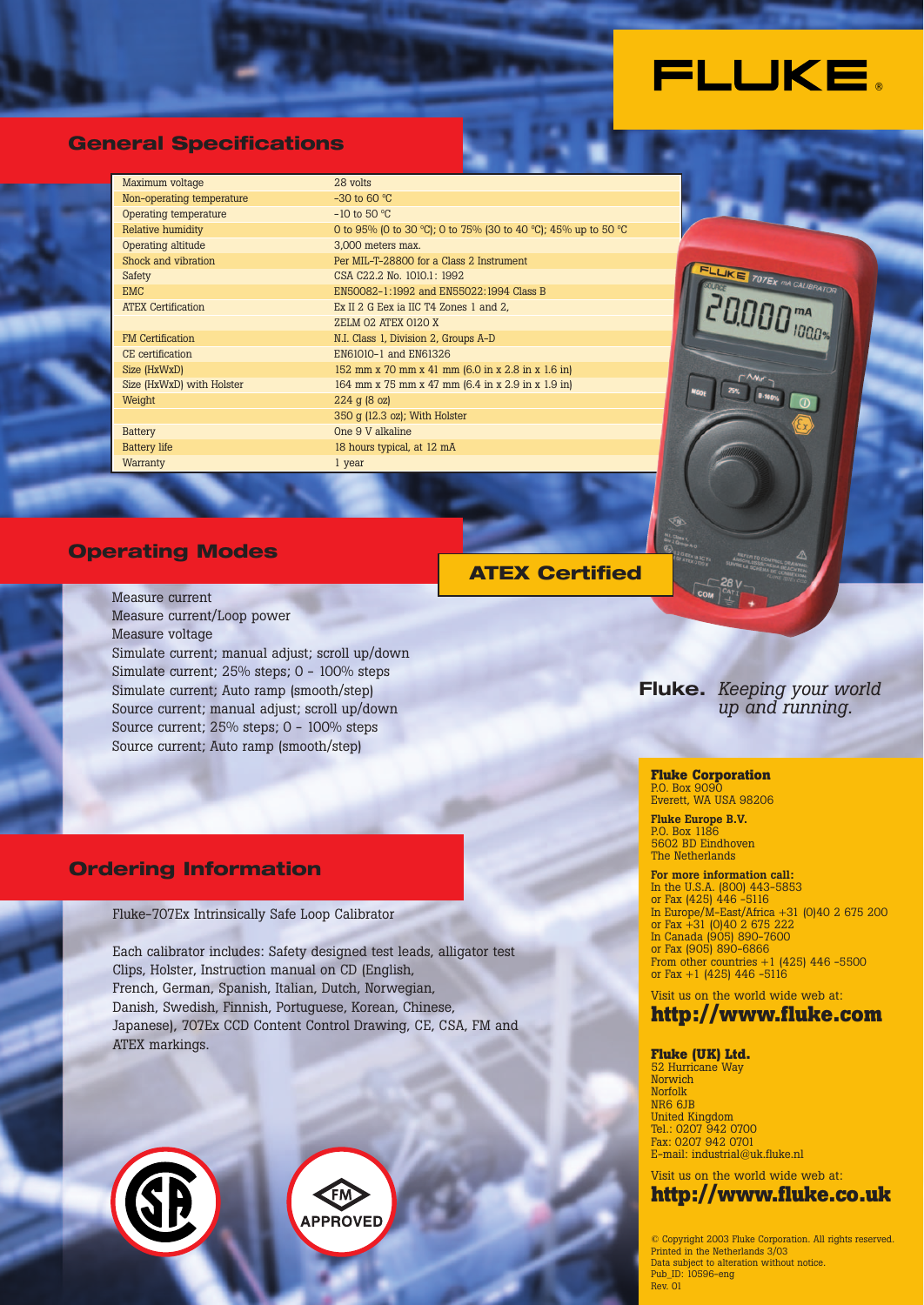FLUKE®

## General Specifications

| | |
|---|---|
| Maximum voltage | 28 volts |
| Non-operating temperature | -30 to 60 °C |
| Operating temperature | -10 to 50 °C |
| Relative humidity | 0 to 95% (0 to 30 °C); 0 to 75% (30 to 40 °C); 45% up to 50 °C |
| Operating altitude | 3,000 meters max. |
| Shock and vibration | Per MIL-T-28800 for a Class 2 Instrument |
| Safety | CSA C22.2 No. 1010.1: 1992 |
| EMC | EN50082-1:1992 and EN55022:1994 Class B |
| ATEX Certification | Ex II 2 G Eex ia IIC T4 Zones 1 and 2, ZELM 02 ATEX 0120 X |
| FM Certification | N.I. Class 1, Division 2, Groups A-D |
| CE certification | EN61010-1 and EN61326 |
| Size (HxWxD) | 152 mm x 70 mm x 41 mm (6.0 in x 2.8 in x 1.6 in) |
| Size (HxWxD) with Holster | 164 mm x 75 mm x 47 mm (6.4 in x 2.9 in x 1.9 in) |
| Weight | 224 g (8 oz) |
| | 350 g (12.3 oz); With Holster |
| Battery | One 9 V alkaline |
| Battery life | 18 hours typical, at 12 mA |
| Warranty | 1 year |

## Operating Modes

Measure current
Measure current/Loop power
Measure voltage
Simulate current; manual adjust; scroll up/down
Simulate current; 25% steps; 0 - 100% steps
Simulate current; Auto ramp (smooth/step)
Source current; manual adjust; scroll up/down
Source current; 25% steps; 0 - 100% steps
Source current; Auto ramp (smooth/step)

## ATEX Certified

**Fluke.** *Keeping your world up and running.*

## Ordering Information

Fluke-707Ex Intrinsically Safe Loop Calibrator

Each calibrator includes: Safety designed test leads, alligator test Clips, Holster, Instruction manual on CD (English, French, German, Spanish, Italian, Dutch, Norwegian, Danish, Swedish, Finnish, Portuguese, Korean, Chinese, Japanese), 707Ex CCD Content Control Drawing, CE, CSA, FM and ATEX markings.

FM APPROVED

**Fluke Corporation**
P.O. Box 9090
Everett, WA USA 98206

**Fluke Europe B.V.**
P.O. Box 1186
5602 BD Eindhoven
The Netherlands

**For more information call:**
In the U.S.A. (800) 443-5853
or Fax (425) 446 -5116
In Europe/M-East/Africa +31 (0)40 2 675 200
or Fax +31 (0)40 2 675 222
In Canada (905) 890-7600
or Fax (905) 890-6866
From other countries +1 (425) 446 -5500
or Fax +1 (425) 446 -5116

Visit us on the world wide web at:
**http://www.fluke.com**

**Fluke (UK) Ltd.**
52 Hurricane Way
Norwich
Norfolk
NR6 6JB
United Kingdom
Tel.: 0207 942 0700
Fax: 0207 942 0701
E-mail: industrial@uk.fluke.nl

Visit us on the world wide web at:
**http://www.fluke.co.uk**

© Copyright 2003 Fluke Corporation. All rights reserved.
Printed in the Netherlands 3/03
Data subject to alteration without notice.
Pub_ID: 10596-eng
Rev. 01